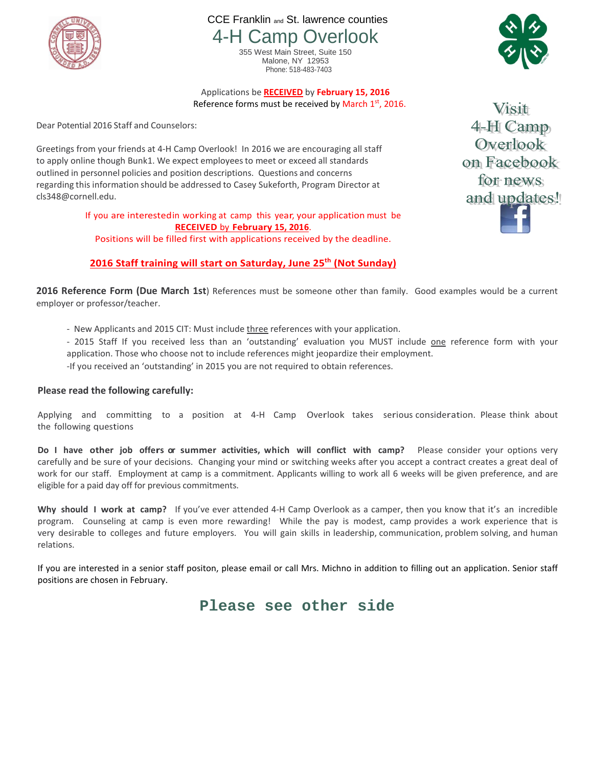CCE Franklin and St. lawrence counties

# 4-H Camp Overlook

355 West Main Street, Suite 150
Malone, NY 12953
Phone: 518-483-7403

Applications be **RECEIVED** by **February 15, 2016**
Reference forms must be received by March 1st, 2016.

Visit 4-H Camp Overlook on Facebook for news and updates!

Dear Potential 2016 Staff and Counselors:

Greetings from your friends at 4-H Camp Overlook! In 2016 we are encouraging all staff to apply online though Bunk1. We expect employees to meet or exceed all standards outlined in personnel policies and position descriptions. Questions and concerns regarding this information should be addressed to Casey Sukeforth, Program Director at cls348@cornell.edu.

If you are interested in working at camp this year, your application must be **RECEIVED** by **February 15, 2016**.
Positions will be filled first with applications received by the deadline.

**2016 Staff training will start on Saturday, June 25th (Not Sunday)**

**2016 Reference Form (Due March 1st**) References must be someone other than family. Good examples would be a current employer or professor/teacher.

- New Applicants and 2015 CIT: Must include three references with your application.
- 2015 Staff If you received less than an 'outstanding' evaluation you MUST include one reference form with your application. Those who choose not to include references might jeopardize their employment.
- If you received an 'outstanding' in 2015 you are not required to obtain references.

**Please read the following carefully:**

Applying and committing to a position at 4-H Camp Overlook takes serious consideration. Please think about the following questions

**Do I have other job offers or summer activities, which will conflict with camp?** Please consider your options very carefully and be sure of your decisions. Changing your mind or switching weeks after you accept a contract creates a great deal of work for our staff. Employment at camp is a commitment. Applicants willing to work all 6 weeks will be given preference, and are eligible for a paid day off for previous commitments.

**Why should I work at camp?** If you've ever attended 4-H Camp Overlook as a camper, then you know that it's an incredible program. Counseling at camp is even more rewarding! While the pay is modest, camp provides a work experience that is very desirable to colleges and future employers. You will gain skills in leadership, communication, problem solving, and human relations.

If you are interested in a senior staff positon, please email or call Mrs. Michno in addition to filling out an application. Senior staff positions are chosen in February.

**Please see other side**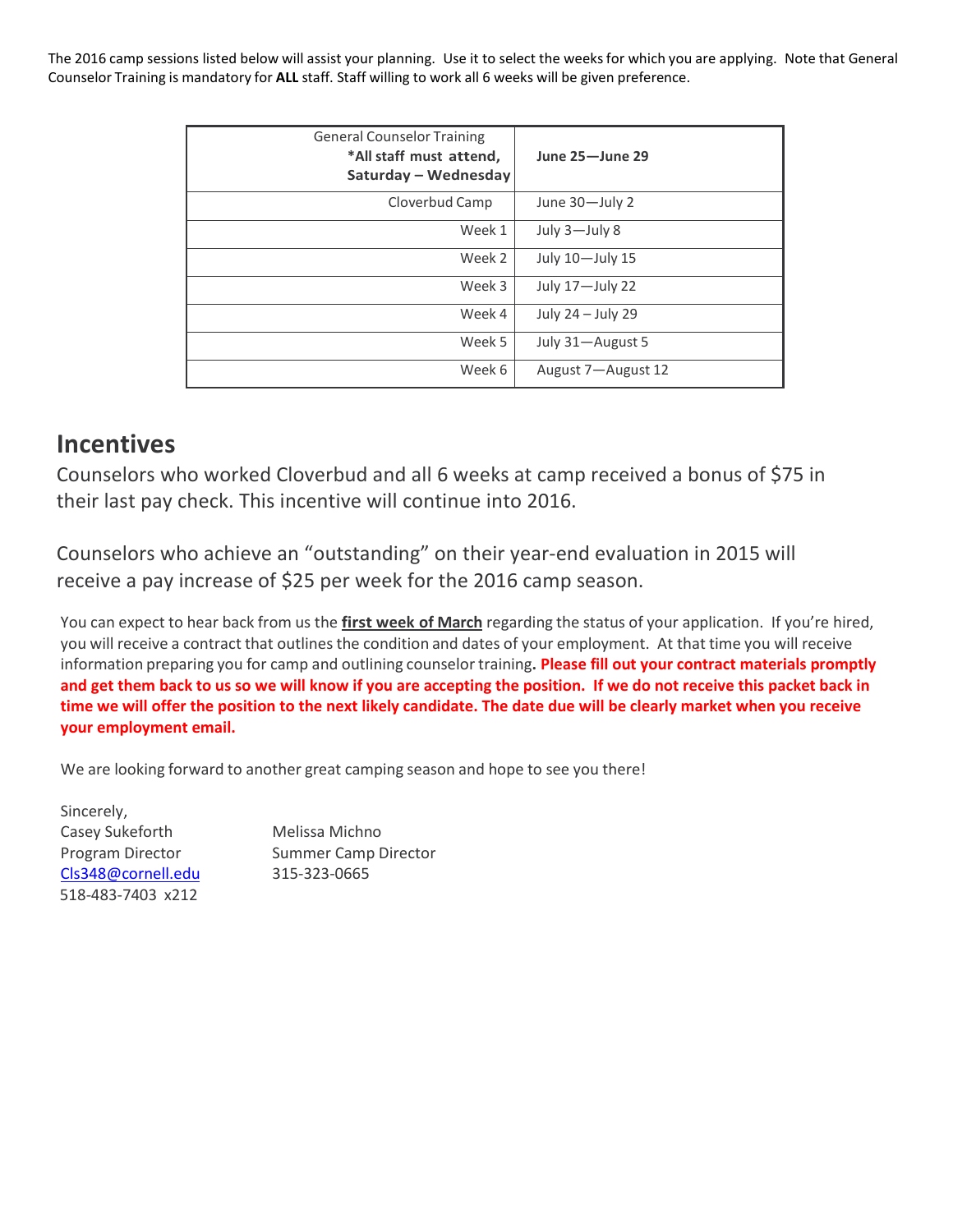The 2016 camp sessions listed below will assist your planning. Use it to select the weeks for which you are applying. Note that General Counselor Training is mandatory for **ALL** staff. Staff willing to work all 6 weeks will be given preference.

| | |
|---|---|
| General Counselor Training **\*All staff must attend, Saturday – Wednesday** | **June 25—June 29** |
| Cloverbud Camp | June 30—July 2 |
| Week 1 | July 3—July 8 |
| Week 2 | July 10—July 15 |
| Week 3 | July 17—July 22 |
| Week 4 | July 24 – July 29 |
| Week 5 | July 31—August 5 |
| Week 6 | August 7—August 12 |

## Incentives

Counselors who worked Cloverbud and all 6 weeks at camp received a bonus of $75 in their last pay check. This incentive will continue into 2016.

Counselors who achieve an "outstanding" on their year-end evaluation in 2015 will receive a pay increase of $25 per week for the 2016 camp season.

You can expect to hear back from us the **first week of March** regarding the status of your application. If you're hired, you will receive a contract that outlines the condition and dates of your employment. At that time you will receive information preparing you for camp and outlining counselor training. **Please fill out your contract materials promptly and get them back to us so we will know if you are accepting the position. If we do not receive this packet back in time we will offer the position to the next likely candidate. The date due will be clearly market when you receive your employment email.**

We are looking forward to another great camping season and hope to see you there!

Sincerely,

Casey Sukeforth
Program Director
Cls348@cornell.edu
518-483-7403 x212

Melissa Michno
Summer Camp Director
315-323-0665